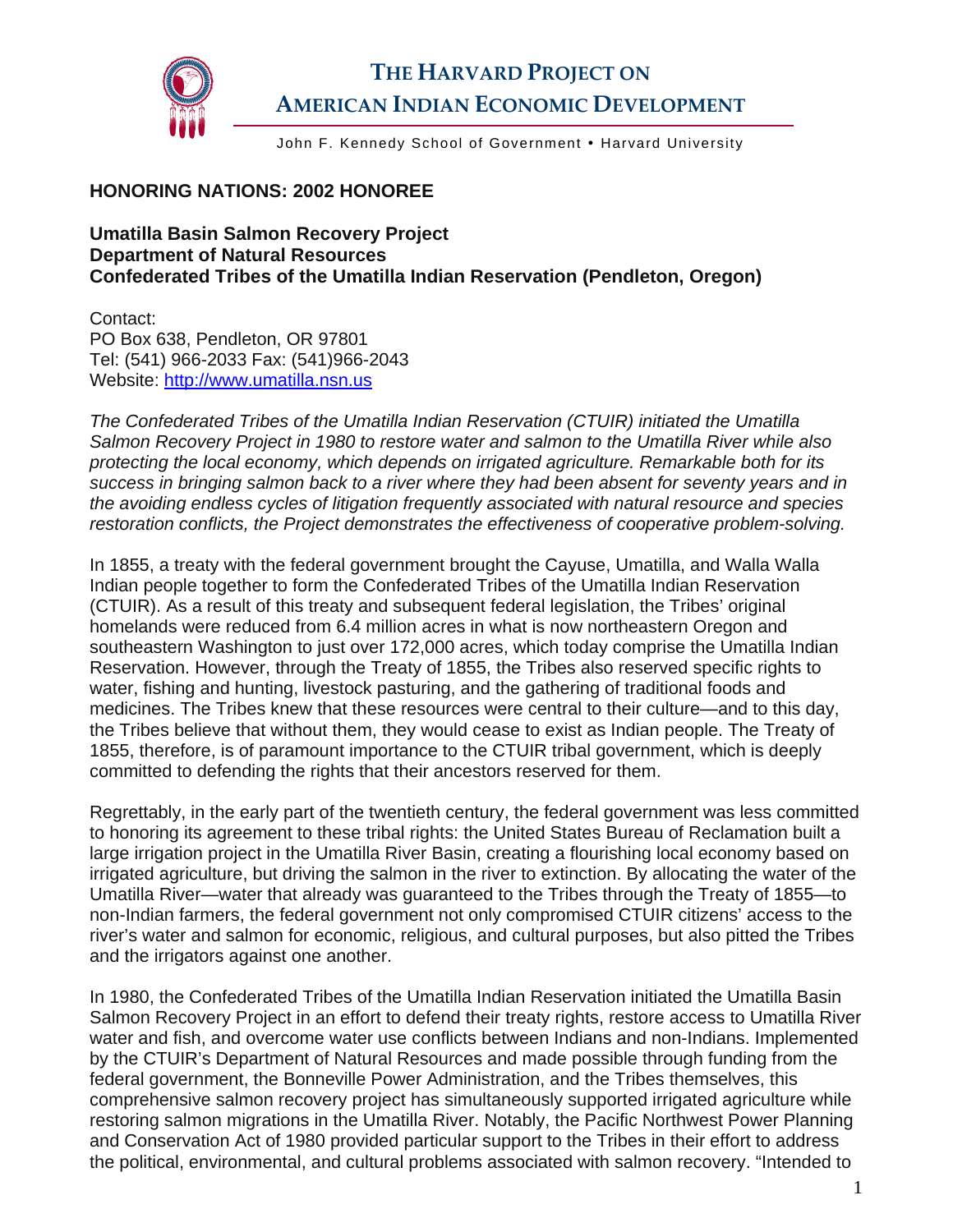# THE HARVARD PROJECT ON AMERICAN INDIAN ECONOMIC DEVELOPMENT

John F. Kennedy School of Government • Harvard University

## HONORING NATIONS: 2002 HONOREE

### Umatilla Basin Salmon Recovery Project
### Department of Natural Resources
### Confederated Tribes of the Umatilla Indian Reservation (Pendleton, Oregon)

Contact:
PO Box 638, Pendleton, OR 97801
Tel: (541) 966-2033 Fax: (541)966-2043
Website: http://www.umatilla.nsn.us

*The Confederated Tribes of the Umatilla Indian Reservation (CTUIR) initiated the Umatilla Salmon Recovery Project in 1980 to restore water and salmon to the Umatilla River while also protecting the local economy, which depends on irrigated agriculture. Remarkable both for its success in bringing salmon back to a river where they had been absent for seventy years and in the avoiding endless cycles of litigation frequently associated with natural resource and species restoration conflicts, the Project demonstrates the effectiveness of cooperative problem-solving.*

In 1855, a treaty with the federal government brought the Cayuse, Umatilla, and Walla Walla Indian people together to form the Confederated Tribes of the Umatilla Indian Reservation (CTUIR). As a result of this treaty and subsequent federal legislation, the Tribes' original homelands were reduced from 6.4 million acres in what is now northeastern Oregon and southeastern Washington to just over 172,000 acres, which today comprise the Umatilla Indian Reservation. However, through the Treaty of 1855, the Tribes also reserved specific rights to water, fishing and hunting, livestock pasturing, and the gathering of traditional foods and medicines. The Tribes knew that these resources were central to their culture—and to this day, the Tribes believe that without them, they would cease to exist as Indian people. The Treaty of 1855, therefore, is of paramount importance to the CTUIR tribal government, which is deeply committed to defending the rights that their ancestors reserved for them.

Regrettably, in the early part of the twentieth century, the federal government was less committed to honoring its agreement to these tribal rights: the United States Bureau of Reclamation built a large irrigation project in the Umatilla River Basin, creating a flourishing local economy based on irrigated agriculture, but driving the salmon in the river to extinction. By allocating the water of the Umatilla River—water that already was guaranteed to the Tribes through the Treaty of 1855—to non-Indian farmers, the federal government not only compromised CTUIR citizens' access to the river's water and salmon for economic, religious, and cultural purposes, but also pitted the Tribes and the irrigators against one another.

In 1980, the Confederated Tribes of the Umatilla Indian Reservation initiated the Umatilla Basin Salmon Recovery Project in an effort to defend their treaty rights, restore access to Umatilla River water and fish, and overcome water use conflicts between Indians and non-Indians. Implemented by the CTUIR's Department of Natural Resources and made possible through funding from the federal government, the Bonneville Power Administration, and the Tribes themselves, this comprehensive salmon recovery project has simultaneously supported irrigated agriculture while restoring salmon migrations in the Umatilla River. Notably, the Pacific Northwest Power Planning and Conservation Act of 1980 provided particular support to the Tribes in their effort to address the political, environmental, and cultural problems associated with salmon recovery. "Intended to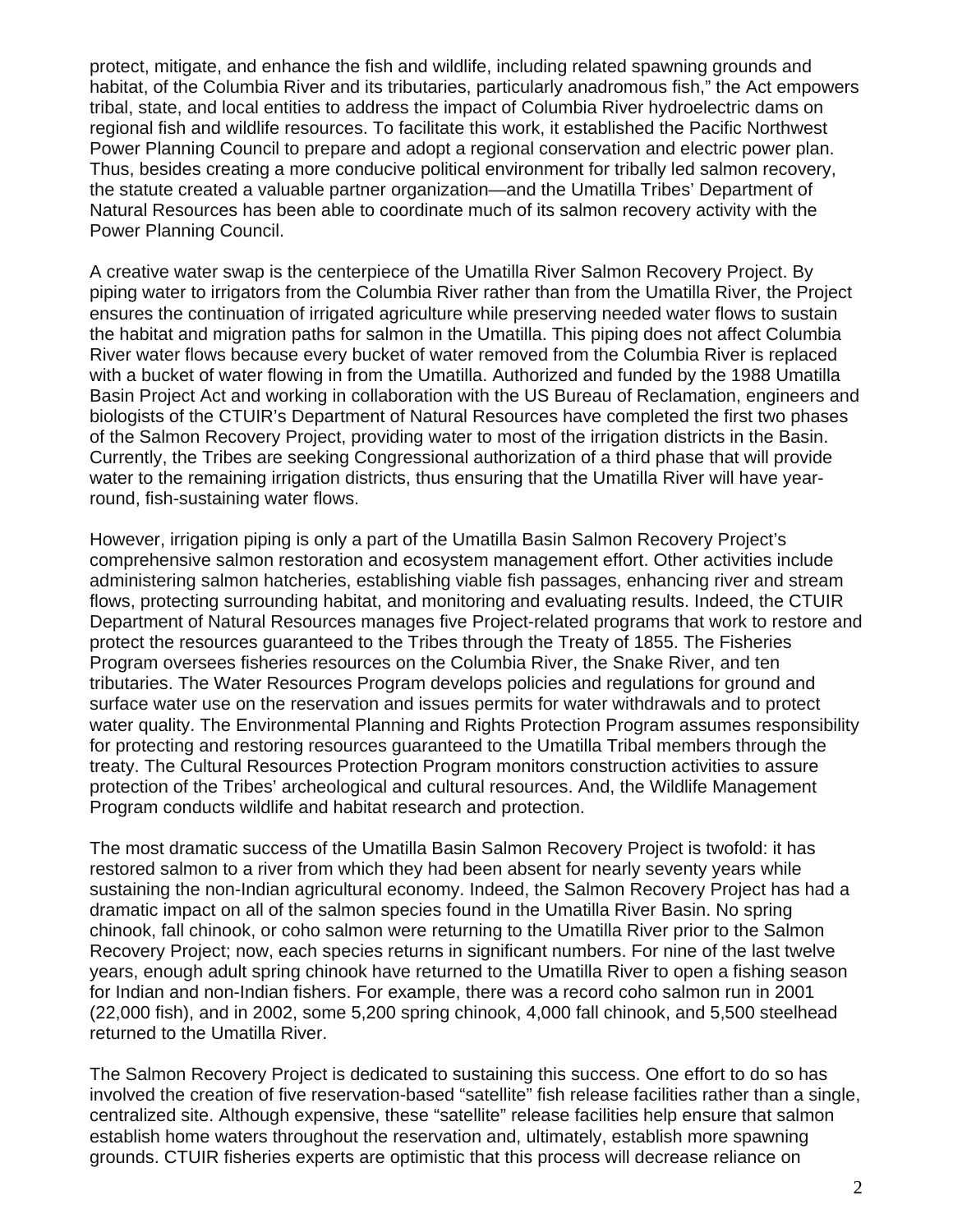protect, mitigate, and enhance the fish and wildlife, including related spawning grounds and habitat, of the Columbia River and its tributaries, particularly anadromous fish," the Act empowers tribal, state, and local entities to address the impact of Columbia River hydroelectric dams on regional fish and wildlife resources. To facilitate this work, it established the Pacific Northwest Power Planning Council to prepare and adopt a regional conservation and electric power plan. Thus, besides creating a more conducive political environment for tribally led salmon recovery, the statute created a valuable partner organization—and the Umatilla Tribes' Department of Natural Resources has been able to coordinate much of its salmon recovery activity with the Power Planning Council.

A creative water swap is the centerpiece of the Umatilla River Salmon Recovery Project. By piping water to irrigators from the Columbia River rather than from the Umatilla River, the Project ensures the continuation of irrigated agriculture while preserving needed water flows to sustain the habitat and migration paths for salmon in the Umatilla. This piping does not affect Columbia River water flows because every bucket of water removed from the Columbia River is replaced with a bucket of water flowing in from the Umatilla. Authorized and funded by the 1988 Umatilla Basin Project Act and working in collaboration with the US Bureau of Reclamation, engineers and biologists of the CTUIR's Department of Natural Resources have completed the first two phases of the Salmon Recovery Project, providing water to most of the irrigation districts in the Basin. Currently, the Tribes are seeking Congressional authorization of a third phase that will provide water to the remaining irrigation districts, thus ensuring that the Umatilla River will have year-round, fish-sustaining water flows.

However, irrigation piping is only a part of the Umatilla Basin Salmon Recovery Project's comprehensive salmon restoration and ecosystem management effort. Other activities include administering salmon hatcheries, establishing viable fish passages, enhancing river and stream flows, protecting surrounding habitat, and monitoring and evaluating results. Indeed, the CTUIR Department of Natural Resources manages five Project-related programs that work to restore and protect the resources guaranteed to the Tribes through the Treaty of 1855. The Fisheries Program oversees fisheries resources on the Columbia River, the Snake River, and ten tributaries. The Water Resources Program develops policies and regulations for ground and surface water use on the reservation and issues permits for water withdrawals and to protect water quality. The Environmental Planning and Rights Protection Program assumes responsibility for protecting and restoring resources guaranteed to the Umatilla Tribal members through the treaty. The Cultural Resources Protection Program monitors construction activities to assure protection of the Tribes' archeological and cultural resources. And, the Wildlife Management Program conducts wildlife and habitat research and protection.

The most dramatic success of the Umatilla Basin Salmon Recovery Project is twofold: it has restored salmon to a river from which they had been absent for nearly seventy years while sustaining the non-Indian agricultural economy. Indeed, the Salmon Recovery Project has had a dramatic impact on all of the salmon species found in the Umatilla River Basin. No spring chinook, fall chinook, or coho salmon were returning to the Umatilla River prior to the Salmon Recovery Project; now, each species returns in significant numbers. For nine of the last twelve years, enough adult spring chinook have returned to the Umatilla River to open a fishing season for Indian and non-Indian fishers. For example, there was a record coho salmon run in 2001 (22,000 fish), and in 2002, some 5,200 spring chinook, 4,000 fall chinook, and 5,500 steelhead returned to the Umatilla River.

The Salmon Recovery Project is dedicated to sustaining this success. One effort to do so has involved the creation of five reservation-based "satellite" fish release facilities rather than a single, centralized site. Although expensive, these "satellite" release facilities help ensure that salmon establish home waters throughout the reservation and, ultimately, establish more spawning grounds. CTUIR fisheries experts are optimistic that this process will decrease reliance on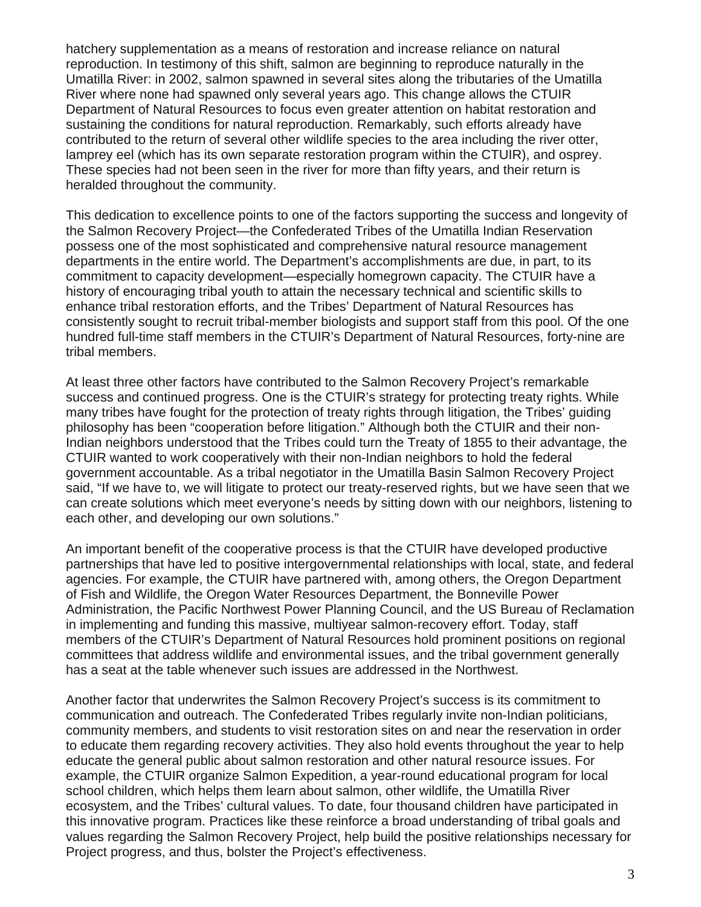hatchery supplementation as a means of restoration and increase reliance on natural reproduction. In testimony of this shift, salmon are beginning to reproduce naturally in the Umatilla River: in 2002, salmon spawned in several sites along the tributaries of the Umatilla River where none had spawned only several years ago. This change allows the CTUIR Department of Natural Resources to focus even greater attention on habitat restoration and sustaining the conditions for natural reproduction. Remarkably, such efforts already have contributed to the return of several other wildlife species to the area including the river otter, lamprey eel (which has its own separate restoration program within the CTUIR), and osprey. These species had not been seen in the river for more than fifty years, and their return is heralded throughout the community.

This dedication to excellence points to one of the factors supporting the success and longevity of the Salmon Recovery Project—the Confederated Tribes of the Umatilla Indian Reservation possess one of the most sophisticated and comprehensive natural resource management departments in the entire world. The Department's accomplishments are due, in part, to its commitment to capacity development—especially homegrown capacity. The CTUIR have a history of encouraging tribal youth to attain the necessary technical and scientific skills to enhance tribal restoration efforts, and the Tribes' Department of Natural Resources has consistently sought to recruit tribal-member biologists and support staff from this pool. Of the one hundred full-time staff members in the CTUIR's Department of Natural Resources, forty-nine are tribal members.

At least three other factors have contributed to the Salmon Recovery Project's remarkable success and continued progress. One is the CTUIR's strategy for protecting treaty rights. While many tribes have fought for the protection of treaty rights through litigation, the Tribes' guiding philosophy has been "cooperation before litigation." Although both the CTUIR and their non-Indian neighbors understood that the Tribes could turn the Treaty of 1855 to their advantage, the CTUIR wanted to work cooperatively with their non-Indian neighbors to hold the federal government accountable. As a tribal negotiator in the Umatilla Basin Salmon Recovery Project said, "If we have to, we will litigate to protect our treaty-reserved rights, but we have seen that we can create solutions which meet everyone's needs by sitting down with our neighbors, listening to each other, and developing our own solutions."

An important benefit of the cooperative process is that the CTUIR have developed productive partnerships that have led to positive intergovernmental relationships with local, state, and federal agencies. For example, the CTUIR have partnered with, among others, the Oregon Department of Fish and Wildlife, the Oregon Water Resources Department, the Bonneville Power Administration, the Pacific Northwest Power Planning Council, and the US Bureau of Reclamation in implementing and funding this massive, multiyear salmon-recovery effort. Today, staff members of the CTUIR's Department of Natural Resources hold prominent positions on regional committees that address wildlife and environmental issues, and the tribal government generally has a seat at the table whenever such issues are addressed in the Northwest.

Another factor that underwrites the Salmon Recovery Project's success is its commitment to communication and outreach. The Confederated Tribes regularly invite non-Indian politicians, community members, and students to visit restoration sites on and near the reservation in order to educate them regarding recovery activities. They also hold events throughout the year to help educate the general public about salmon restoration and other natural resource issues. For example, the CTUIR organize Salmon Expedition, a year-round educational program for local school children, which helps them learn about salmon, other wildlife, the Umatilla River ecosystem, and the Tribes' cultural values. To date, four thousand children have participated in this innovative program. Practices like these reinforce a broad understanding of tribal goals and values regarding the Salmon Recovery Project, help build the positive relationships necessary for Project progress, and thus, bolster the Project's effectiveness.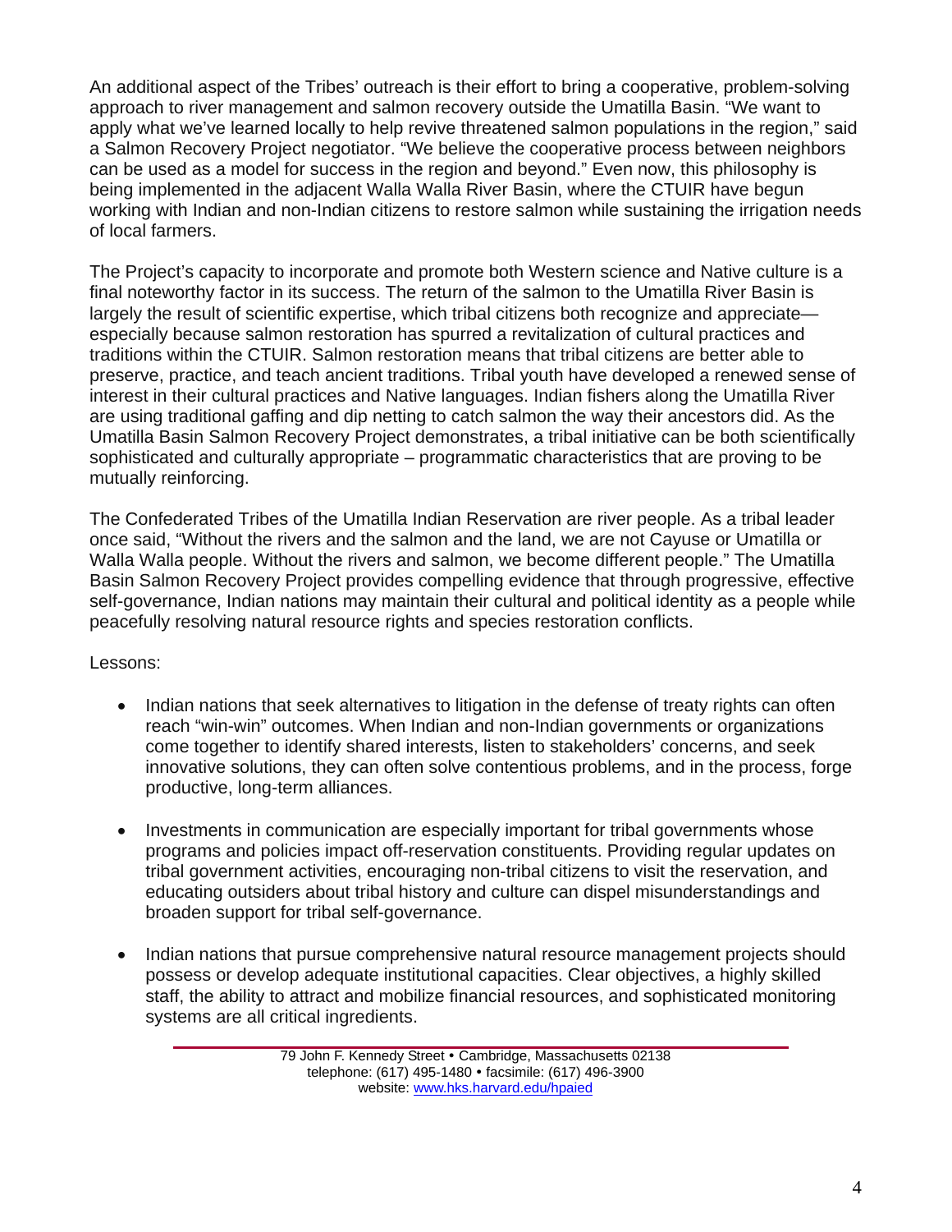An additional aspect of the Tribes' outreach is their effort to bring a cooperative, problem-solving approach to river management and salmon recovery outside the Umatilla Basin. "We want to apply what we've learned locally to help revive threatened salmon populations in the region," said a Salmon Recovery Project negotiator. "We believe the cooperative process between neighbors can be used as a model for success in the region and beyond." Even now, this philosophy is being implemented in the adjacent Walla Walla River Basin, where the CTUIR have begun working with Indian and non-Indian citizens to restore salmon while sustaining the irrigation needs of local farmers.

The Project's capacity to incorporate and promote both Western science and Native culture is a final noteworthy factor in its success. The return of the salmon to the Umatilla River Basin is largely the result of scientific expertise, which tribal citizens both recognize and appreciate—especially because salmon restoration has spurred a revitalization of cultural practices and traditions within the CTUIR. Salmon restoration means that tribal citizens are better able to preserve, practice, and teach ancient traditions. Tribal youth have developed a renewed sense of interest in their cultural practices and Native languages. Indian fishers along the Umatilla River are using traditional gaffing and dip netting to catch salmon the way their ancestors did. As the Umatilla Basin Salmon Recovery Project demonstrates, a tribal initiative can be both scientifically sophisticated and culturally appropriate – programmatic characteristics that are proving to be mutually reinforcing.

The Confederated Tribes of the Umatilla Indian Reservation are river people. As a tribal leader once said, "Without the rivers and the salmon and the land, we are not Cayuse or Umatilla or Walla Walla people. Without the rivers and salmon, we become different people." The Umatilla Basin Salmon Recovery Project provides compelling evidence that through progressive, effective self-governance, Indian nations may maintain their cultural and political identity as a people while peacefully resolving natural resource rights and species restoration conflicts.

Lessons:

- Indian nations that seek alternatives to litigation in the defense of treaty rights can often reach "win-win" outcomes. When Indian and non-Indian governments or organizations come together to identify shared interests, listen to stakeholders' concerns, and seek innovative solutions, they can often solve contentious problems, and in the process, forge productive, long-term alliances.

- Investments in communication are especially important for tribal governments whose programs and policies impact off-reservation constituents. Providing regular updates on tribal government activities, encouraging non-tribal citizens to visit the reservation, and educating outsiders about tribal history and culture can dispel misunderstandings and broaden support for tribal self-governance.

- Indian nations that pursue comprehensive natural resource management projects should possess or develop adequate institutional capacities. Clear objectives, a highly skilled staff, the ability to attract and mobilize financial resources, and sophisticated monitoring systems are all critical ingredients.